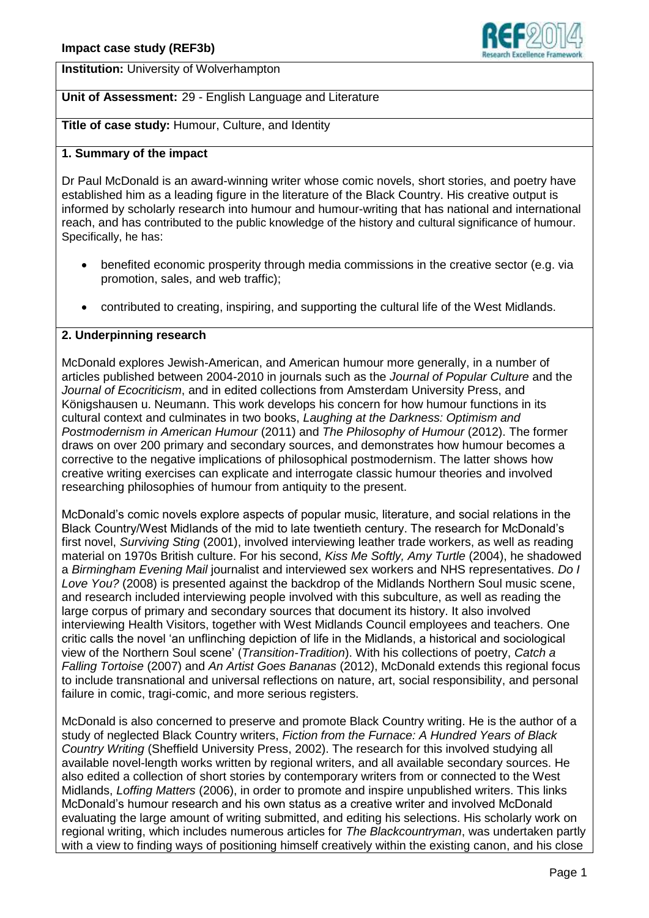**Institution:** University of Wolverhampton

**Unit of Assessment:** 29 - English Language and Literature

**Title of case study:** Humour, Culture, and Identity

## 1. Summary of the impact

Dr Paul McDonald is an award-winning writer whose comic novels, short stories, and poetry have established him as a leading figure in the literature of the Black Country. His creative output is informed by scholarly research into humour and humour-writing that has national and international reach, and has contributed to the public knowledge of the history and cultural significance of humour. Specifically, he has:

- benefited economic prosperity through media commissions in the creative sector (e.g. via promotion, sales, and web traffic);
- contributed to creating, inspiring, and supporting the cultural life of the West Midlands.

## 2. Underpinning research

McDonald explores Jewish-American, and American humour more generally, in a number of articles published between 2004-2010 in journals such as the *Journal of Popular Culture* and the *Journal of Ecocriticism*, and in edited collections from Amsterdam University Press, and Königshausen u. Neumann. This work develops his concern for how humour functions in its cultural context and culminates in two books, *Laughing at the Darkness: Optimism and Postmodernism in American Humour* (2011) and *The Philosophy of Humour* (2012). The former draws on over 200 primary and secondary sources, and demonstrates how humour becomes a corrective to the negative implications of philosophical postmodernism. The latter shows how creative writing exercises can explicate and interrogate classic humour theories and involved researching philosophies of humour from antiquity to the present.

McDonald's comic novels explore aspects of popular music, literature, and social relations in the Black Country/West Midlands of the mid to late twentieth century. The research for McDonald's first novel, *Surviving Sting* (2001), involved interviewing leather trade workers, as well as reading material on 1970s British culture. For his second, *Kiss Me Softly, Amy Turtle* (2004), he shadowed a *Birmingham Evening Mail* journalist and interviewed sex workers and NHS representatives. *Do I Love You?* (2008) is presented against the backdrop of the Midlands Northern Soul music scene, and research included interviewing people involved with this subculture, as well as reading the large corpus of primary and secondary sources that document its history. It also involved interviewing Health Visitors, together with West Midlands Council employees and teachers. One critic calls the novel 'an unflinching depiction of life in the Midlands, a historical and sociological view of the Northern Soul scene' (*Transition-Tradition*). With his collections of poetry, *Catch a Falling Tortoise* (2007) and *An Artist Goes Bananas* (2012), McDonald extends this regional focus to include transnational and universal reflections on nature, art, social responsibility, and personal failure in comic, tragi-comic, and more serious registers.

McDonald is also concerned to preserve and promote Black Country writing. He is the author of a study of neglected Black Country writers, *Fiction from the Furnace: A Hundred Years of Black Country Writing* (Sheffield University Press, 2002). The research for this involved studying all available novel-length works written by regional writers, and all available secondary sources. He also edited a collection of short stories by contemporary writers from or connected to the West Midlands, *Loffing Matters* (2006), in order to promote and inspire unpublished writers. This links McDonald's humour research and his own status as a creative writer and involved McDonald evaluating the large amount of writing submitted, and editing his selections. His scholarly work on regional writing, which includes numerous articles for *The Blackcountryman*, was undertaken partly with a view to finding ways of positioning himself creatively within the existing canon, and his close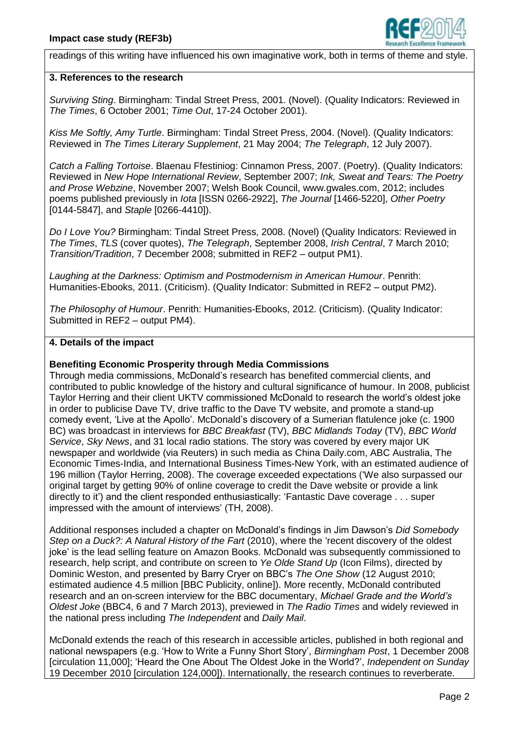readings of this writing have influenced his own imaginative work, both in terms of theme and style.

## 3. References to the research

*Surviving Sting*. Birmingham: Tindal Street Press, 2001. (Novel). (Quality Indicators: Reviewed in *The Times*, 6 October 2001; *Time Out*, 17-24 October 2001).

*Kiss Me Softly, Amy Turtle*. Birmingham: Tindal Street Press, 2004. (Novel). (Quality Indicators: Reviewed in *The Times Literary Supplement*, 21 May 2004; *The Telegraph*, 12 July 2007).

*Catch a Falling Tortoise*. Blaenau Ffestiniog: Cinnamon Press, 2007. (Poetry). (Quality Indicators: Reviewed in *New Hope International Review*, September 2007; *Ink, Sweat and Tears: The Poetry and Prose Webzine*, November 2007; Welsh Book Council, www.gwales.com, 2012; includes poems published previously in *Iota* [ISSN 0266-2922], *The Journal* [1466-5220], *Other Poetry* [0144-5847], and *Staple* [0266-4410]).

*Do I Love You?* Birmingham: Tindal Street Press, 2008. (Novel) (Quality Indicators: Reviewed in *The Times*, *TLS* (cover quotes), *The Telegraph*, September 2008, *Irish Central*, 7 March 2010; *Transition/Tradition*, 7 December 2008; submitted in REF2 – output PM1).

*Laughing at the Darkness: Optimism and Postmodernism in American Humour*. Penrith: Humanities-Ebooks, 2011. (Criticism). (Quality Indicator: Submitted in REF2 – output PM2).

*The Philosophy of Humour*. Penrith: Humanities-Ebooks, 2012. (Criticism). (Quality Indicator: Submitted in REF2 – output PM4).

## 4. Details of the impact

### Benefiting Economic Prosperity through Media Commissions

Through media commissions, McDonald's research has benefited commercial clients, and contributed to public knowledge of the history and cultural significance of humour. In 2008, publicist Taylor Herring and their client UKTV commissioned McDonald to research the world's oldest joke in order to publicise Dave TV, drive traffic to the Dave TV website, and promote a stand-up comedy event, 'Live at the Apollo'. McDonald's discovery of a Sumerian flatulence joke (c. 1900 BC) was broadcast in interviews for *BBC Breakfast* (TV), *BBC Midlands Today* (TV), *BBC World Service*, *Sky News*, and 31 local radio stations. The story was covered by every major UK newspaper and worldwide (via Reuters) in such media as China Daily.com, ABC Australia, The Economic Times-India, and International Business Times-New York, with an estimated audience of 196 million (Taylor Herring, 2008). The coverage exceeded expectations ('We also surpassed our original target by getting 90% of online coverage to credit the Dave website or provide a link directly to it') and the client responded enthusiastically: 'Fantastic Dave coverage . . . super impressed with the amount of interviews' (TH, 2008).

Additional responses included a chapter on McDonald's findings in Jim Dawson's *Did Somebody Step on a Duck?: A Natural History of the Fart* (2010), where the 'recent discovery of the oldest joke' is the lead selling feature on Amazon Books. McDonald was subsequently commissioned to research, help script, and contribute on screen to *Ye Olde Stand Up* (Icon Films), directed by Dominic Weston, and presented by Barry Cryer on BBC's *The One Show* (12 August 2010; estimated audience 4.5 million [BBC Publicity, online]). More recently, McDonald contributed research and an on-screen interview for the BBC documentary, *Michael Grade and the World's Oldest Joke* (BBC4, 6 and 7 March 2013), previewed in *The Radio Times* and widely reviewed in the national press including *The Independent* and *Daily Mail*.

McDonald extends the reach of this research in accessible articles, published in both regional and national newspapers (e.g. 'How to Write a Funny Short Story', *Birmingham Post*, 1 December 2008 [circulation 11,000]; 'Heard the One About The Oldest Joke in the World?', *Independent on Sunday* 19 December 2010 [circulation 124,000]). Internationally, the research continues to reverberate.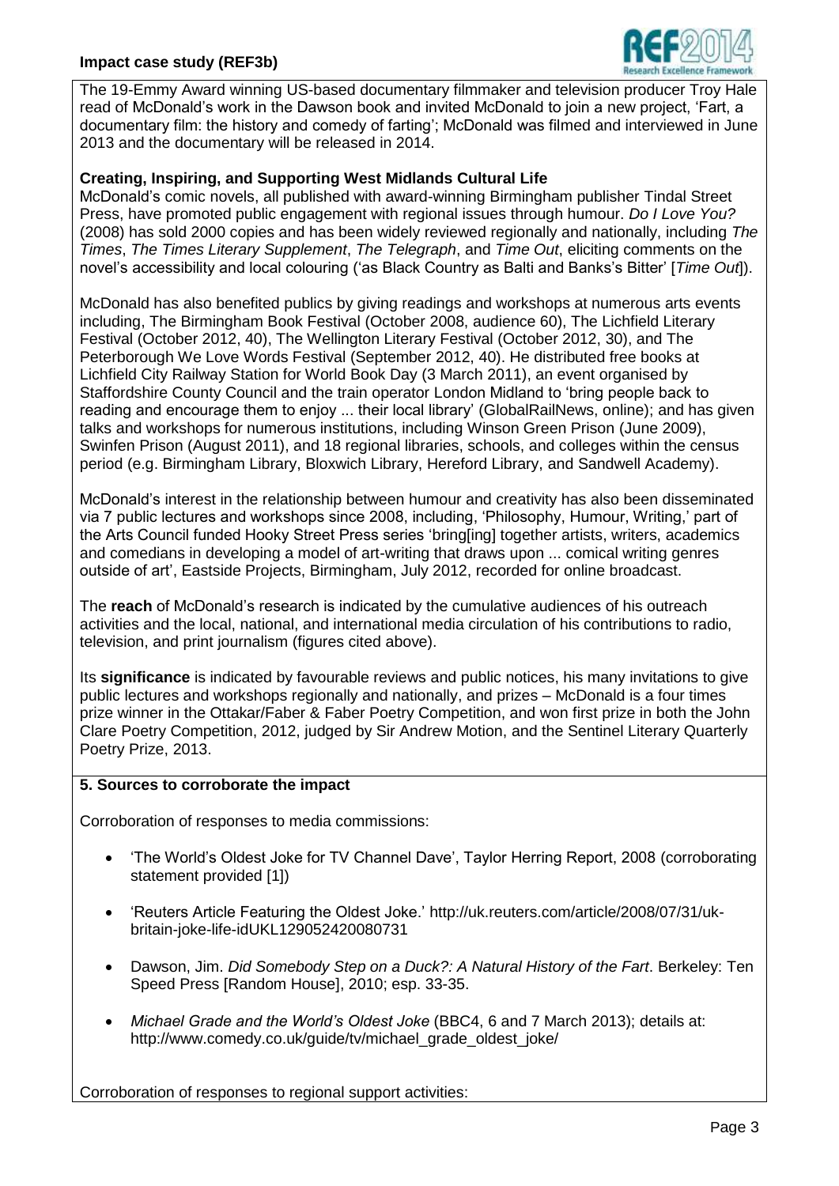The 19-Emmy Award winning US-based documentary filmmaker and television producer Troy Hale read of McDonald's work in the Dawson book and invited McDonald to join a new project, 'Fart, a documentary film: the history and comedy of farting'; McDonald was filmed and interviewed in June 2013 and the documentary will be released in 2014.

**Creating, Inspiring, and Supporting West Midlands Cultural Life**

McDonald's comic novels, all published with award-winning Birmingham publisher Tindal Street Press, have promoted public engagement with regional issues through humour. *Do I Love You?* (2008) has sold 2000 copies and has been widely reviewed regionally and nationally, including *The Times*, *The Times Literary Supplement*, *The Telegraph*, and *Time Out*, eliciting comments on the novel's accessibility and local colouring ('as Black Country as Balti and Banks's Bitter' [*Time Out*]).

McDonald has also benefited publics by giving readings and workshops at numerous arts events including, The Birmingham Book Festival (October 2008, audience 60), The Lichfield Literary Festival (October 2012, 40), The Wellington Literary Festival (October 2012, 30), and The Peterborough We Love Words Festival (September 2012, 40). He distributed free books at Lichfield City Railway Station for World Book Day (3 March 2011), an event organised by Staffordshire County Council and the train operator London Midland to 'bring people back to reading and encourage them to enjoy ... their local library' (GlobalRailNews, online); and has given talks and workshops for numerous institutions, including Winson Green Prison (June 2009), Swinfen Prison (August 2011), and 18 regional libraries, schools, and colleges within the census period (e.g. Birmingham Library, Bloxwich Library, Hereford Library, and Sandwell Academy).

McDonald's interest in the relationship between humour and creativity has also been disseminated via 7 public lectures and workshops since 2008, including, 'Philosophy, Humour, Writing,' part of the Arts Council funded Hooky Street Press series 'bring[ing] together artists, writers, academics and comedians in developing a model of art-writing that draws upon ... comical writing genres outside of art', Eastside Projects, Birmingham, July 2012, recorded for online broadcast.

The **reach** of McDonald's research is indicated by the cumulative audiences of his outreach activities and the local, national, and international media circulation of his contributions to radio, television, and print journalism (figures cited above).

Its **significance** is indicated by favourable reviews and public notices, his many invitations to give public lectures and workshops regionally and nationally, and prizes – McDonald is a four times prize winner in the Ottakar/Faber & Faber Poetry Competition, and won first prize in both the John Clare Poetry Competition, 2012, judged by Sir Andrew Motion, and the Sentinel Literary Quarterly Poetry Prize, 2013.

## 5. Sources to corroborate the impact

Corroboration of responses to media commissions:

- 'The World's Oldest Joke for TV Channel Dave', Taylor Herring Report, 2008 (corroborating statement provided [1])
- 'Reuters Article Featuring the Oldest Joke.' http://uk.reuters.com/article/2008/07/31/uk-britain-joke-life-idUKL129052420080731
- Dawson, Jim. *Did Somebody Step on a Duck?: A Natural History of the Fart*. Berkeley: Ten Speed Press [Random House], 2010; esp. 33-35.
- *Michael Grade and the World's Oldest Joke* (BBC4, 6 and 7 March 2013); details at: http://www.comedy.co.uk/guide/tv/michael_grade_oldest_joke/

Corroboration of responses to regional support activities: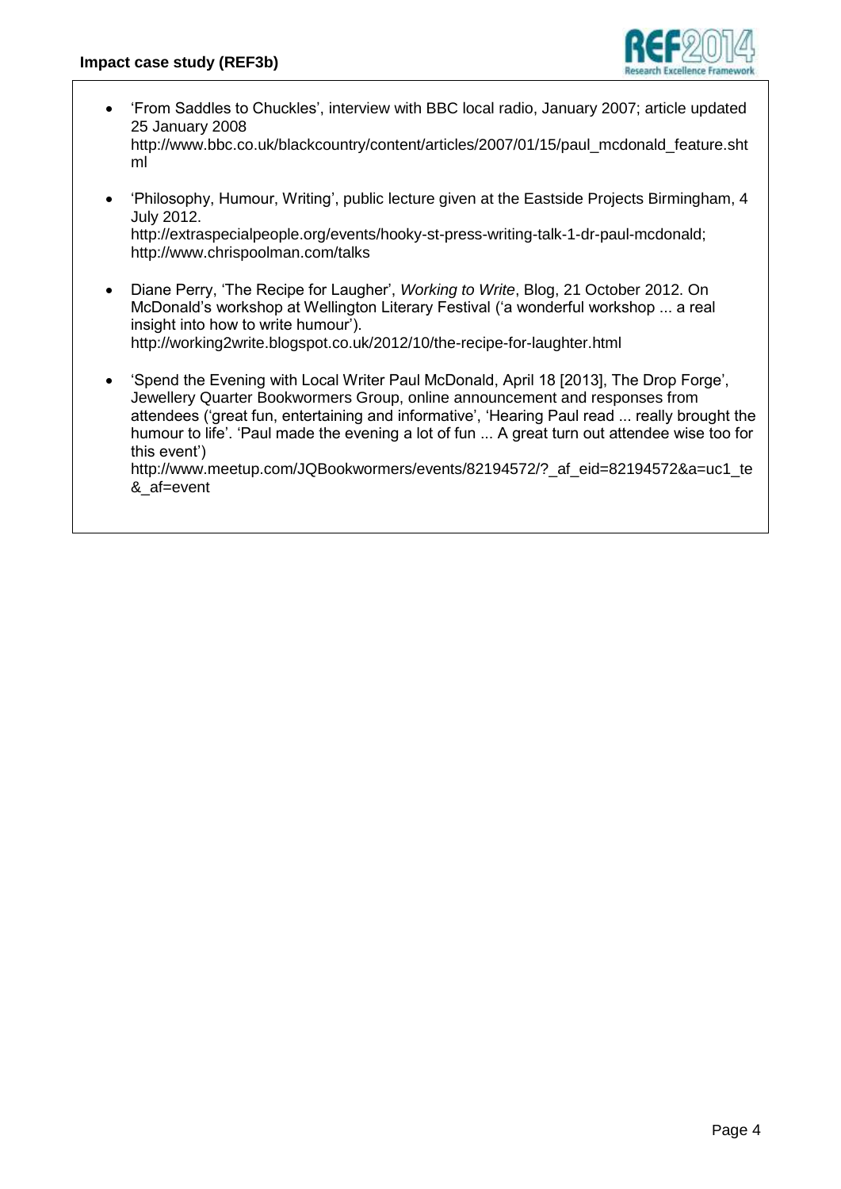- 'From Saddles to Chuckles', interview with BBC local radio, January 2007; article updated 25 January 2008
  http://www.bbc.co.uk/blackcountry/content/articles/2007/01/15/paul_mcdonald_feature.shtml

- 'Philosophy, Humour, Writing', public lecture given at the Eastside Projects Birmingham, 4 July 2012.
  http://extraspecialpeople.org/events/hooky-st-press-writing-talk-1-dr-paul-mcdonald; http://www.chrispoolman.com/talks

- Diane Perry, 'The Recipe for Laughter', *Working to Write*, Blog, 21 October 2012. On McDonald's workshop at Wellington Literary Festival ('a wonderful workshop ... a real insight into how to write humour').
  http://working2write.blogspot.co.uk/2012/10/the-recipe-for-laughter.html

- 'Spend the Evening with Local Writer Paul McDonald, April 18 [2013], The Drop Forge', Jewellery Quarter Bookwormers Group, online announcement and responses from attendees ('great fun, entertaining and informative', 'Hearing Paul read ... really brought the humour to life'. 'Paul made the evening a lot of fun ... A great turn out attendee wise too for this event')
  http://www.meetup.com/JQBookwormers/events/82194572/?_af_eid=82194572&a=uc1_te&_af=event